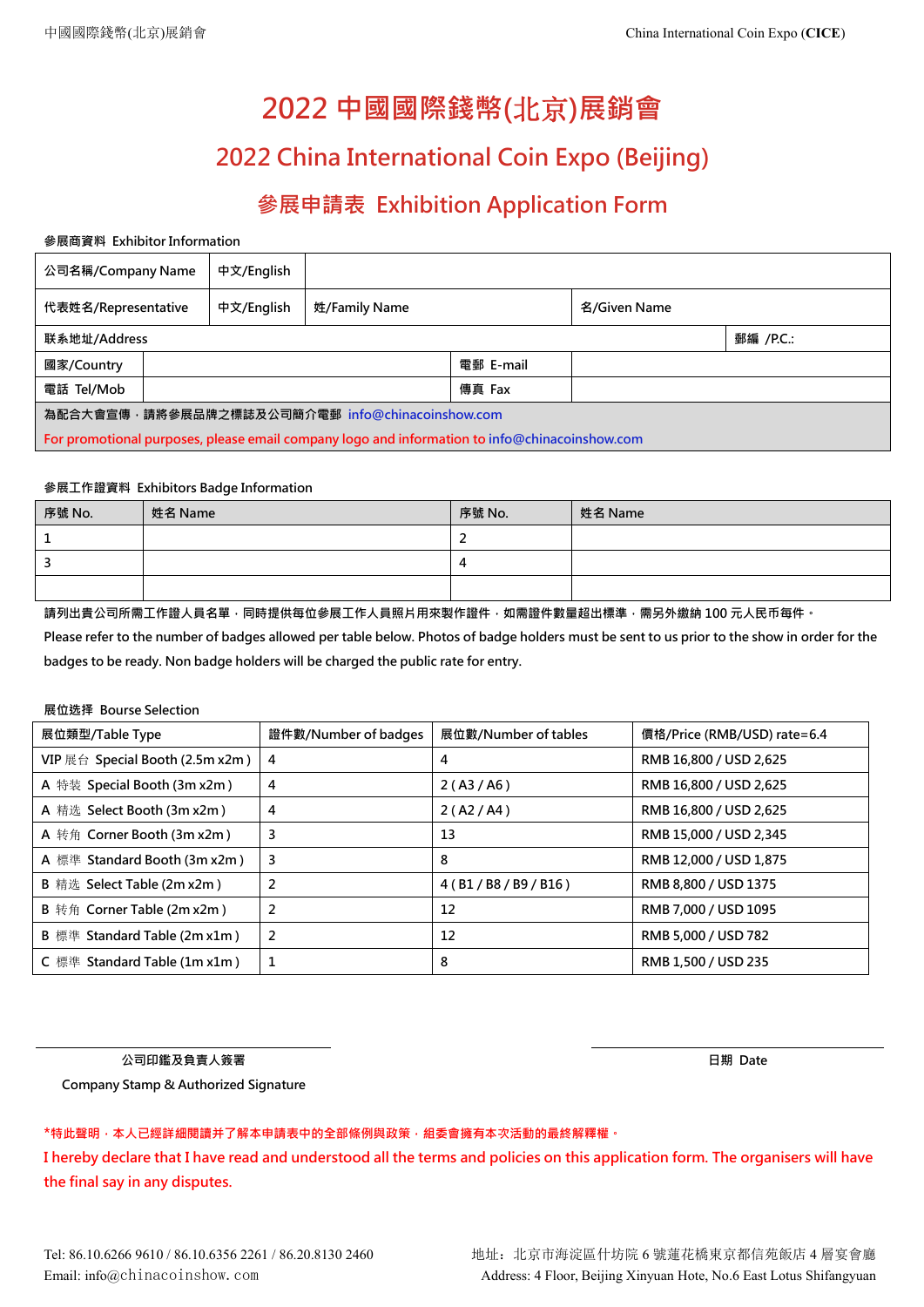# 2022 中國國際錢幣(北京)展銷會

## 2022 China International Coin Expo (Beijing)

## 參展申請表 Exhibition Application Form

參展商資料 Exhibitor Information

| 公司名稱/Company Name | 中文/English | | | |
|---|---|---|---|---|
| 代表姓名/Representative | 中文/English | 姓/Family Name | 名/Given Name | |
| 联系地址/Address | | | | 郵編 /P.C.: |
| 國家/Country | | 電郵 E-mail | | |
| 電話 Tel/Mob | | 傳真 Fax | | |

為配合大會宣傳，請將參展品牌之標誌及公司簡介電郵 info@chinacoinshow.com

For promotional purposes, please email company logo and information to info@chinacoinshow.com

參展工作證資料 Exhibitors Badge Information

| 序號 No. | 姓名 Name | 序號 No. | 姓名 Name |
|---|---|---|---|
| 1 | | 2 | |
| 3 | | 4 | |
| | | | |

請列出貴公司所需工作證人員名單，同時提供每位參展工作人員照片用來製作證件，如需證件數量超出標準，需另外繳納 100 元人民币每件。

Please refer to the number of badges allowed per table below. Photos of badge holders must be sent to us prior to the show in order for the badges to be ready. Non badge holders will be charged the public rate for entry.

展位选择 Bourse Selection

| 展位類型/Table Type | 證件數/Number of badges | 展位數/Number of tables | 價格/Price (RMB/USD) rate=6.4 |
|---|---|---|---|
| VIP 展台 Special Booth (2.5m x2m ) | 4 | 4 | RMB 16,800 / USD 2,625 |
| A 特裝 Special Booth (3m x2m ) | 4 | 2 ( A3 / A6 ) | RMB 16,800 / USD 2,625 |
| A 精选 Select Booth (3m x2m ) | 4 | 2 ( A2 / A4 ) | RMB 16,800 / USD 2,625 |
| A 转角 Corner Booth (3m x2m ) | 3 | 13 | RMB 15,000 / USD 2,345 |
| A 標準 Standard Booth (3m x2m ) | 3 | 8 | RMB 12,000 / USD 1,875 |
| B 精选 Select Table (2m x2m ) | 2 | 4 ( B1 / B8 / B9 / B16 ) | RMB 8,800 / USD 1375 |
| B 转角 Corner Table (2m x2m ) | 2 | 12 | RMB 7,000 / USD 1095 |
| B 標準 Standard Table (2m x1m ) | 2 | 12 | RMB 5,000 / USD 782 |
| C 標準 Standard Table (1m x1m ) | 1 | 8 | RMB 1,500 / USD 235 |

公司印鑑及負責人簽署
Company Stamp & Authorized Signature

日期 Date

*特此聲明，本人已經詳細閱讀并了解本申請表中的全部條例與政策，組委會擁有本次活動的最終解釋權。

I hereby declare that I have read and understood all the terms and policies on this application form. The organisers will have the final say in any disputes.

Tel: 86.10.6266 9610 / 86.10.6356 2261 / 86.20.8130 2460
Email: info@chinacoinshow.com

地址：北京市海淀區什坊院 6 號蓮花橋東京都信苑飯店 4 層宴會廳
Address: 4 Floor, Beijing Xinyuan Hote, No.6 East Lotus Shifangyuan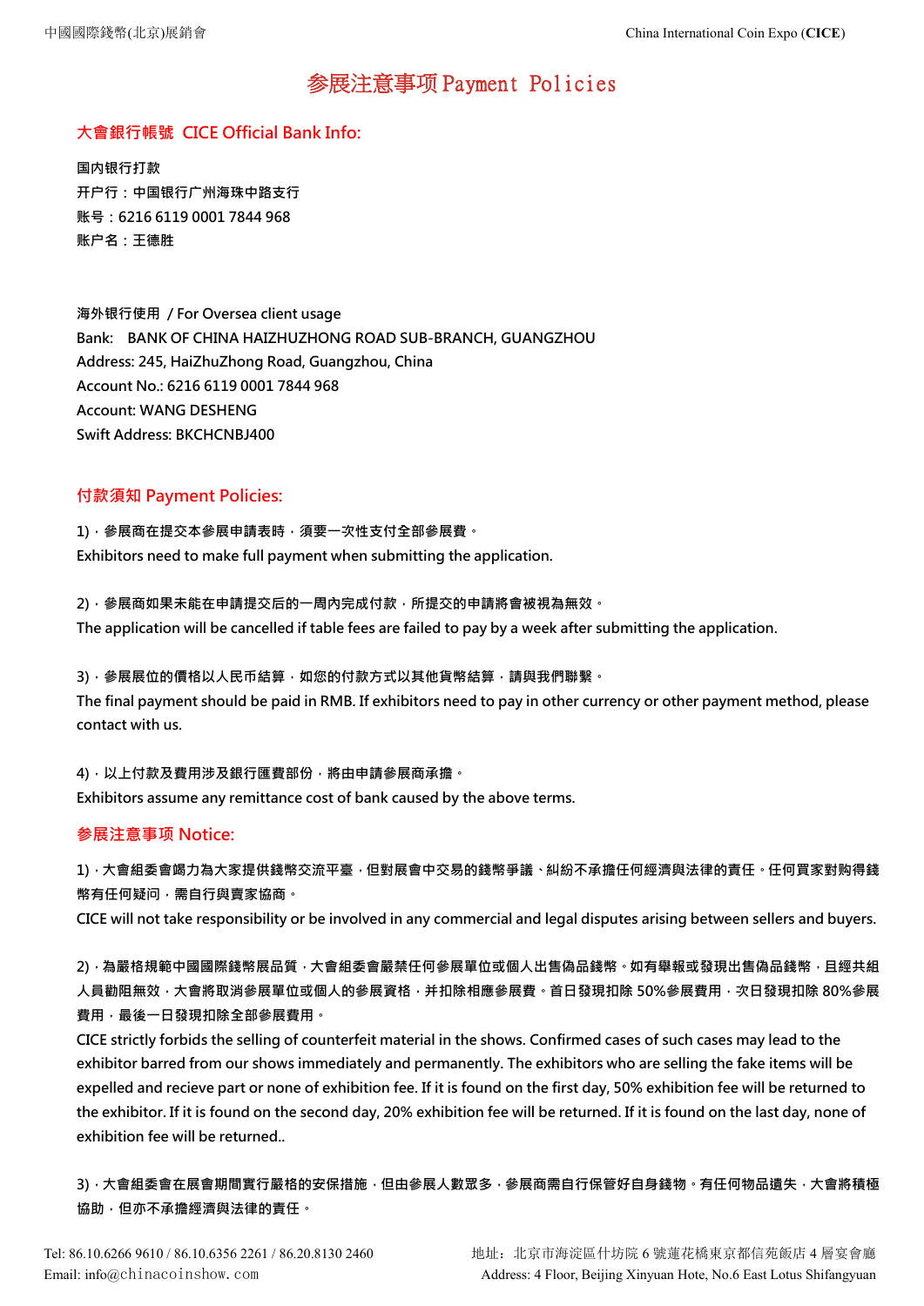# 参展注意事项 Payment Policies

## 大會銀行帳號 CICE Official Bank Info:

**国内银行打款**
**开户行：中国银行广州海珠中路支行**
**账号：6216 6119 0001 7844 968**
**账户名：王德胜**

海外银行使用 / For Oversea client usage
Bank: BANK OF CHINA HAIZHUZHONG ROAD SUB-BRANCH, GUANGZHOU
Address: 245, HaiZhuZhong Road, Guangzhou, China
Account No.: 6216 6119 0001 7844 968
Account: WANG DESHENG
Swift Address: BKCHCNBJ400

## 付款須知 Payment Policies:

1)，參展商在提交本參展申請表時，須要一次性支付全部參展費。
Exhibitors need to make full payment when submitting the application.

2)，參展商如果未能在申請提交后的一周內完成付款，所提交的申請將會被視為無效。
The application will be cancelled if table fees are failed to pay by a week after submitting the application.

3)，參展展位的價格以人民币結算，如您的付款方式以其他貨幣結算，請與我們聯繫。
The final payment should be paid in RMB. If exhibitors need to pay in other currency or other payment method, please contact with us.

4)，以上付款及費用涉及銀行匯費部份，將由申請參展商承擔。
Exhibitors assume any remittance cost of bank caused by the above terms.

## 参展注意事项 Notice:

1)，大會組委會竭力為大家提供錢幣交流平臺，但對展會中交易的錢幣爭議、糾紛不承擔任何經濟與法律的責任。任何買家對購得錢幣有任何疑问，需自行與賣家協商。
CICE will not take responsibility or be involved in any commercial and legal disputes arising between sellers and buyers.

2)，為嚴格規範中國國際錢幣展品質，大會組委會嚴禁任何參展單位或個人出售偽品錢幣。如有舉報或發現出售偽品錢幣，且經共組人員勸阻無效，大會將取消參展單位或個人的參展資格，并扣除相應參展費。首日發現扣除 50%參展費用，次日發現扣除 80%參展費用，最後一日發現扣除全部參展費用。
CICE strictly forbids the selling of counterfeit material in the shows. Confirmed cases of such cases may lead to the exhibitor barred from our shows immediately and permanently. The exhibitors who are selling the fake items will be expelled and recieve part or none of exhibition fee. If it is found on the first day, 50% exhibition fee will be returned to the exhibitor. If it is found on the second day, 20% exhibition fee will be returned. If it is found on the last day, none of exhibition fee will be returned..

3)，大會組委會在展會期間實行嚴格的安保措施，但由參展人數眾多，參展商需自行保管好自身錢物。有任何物品遺失，大會將積極協助，但亦不承擔經濟與法律的責任。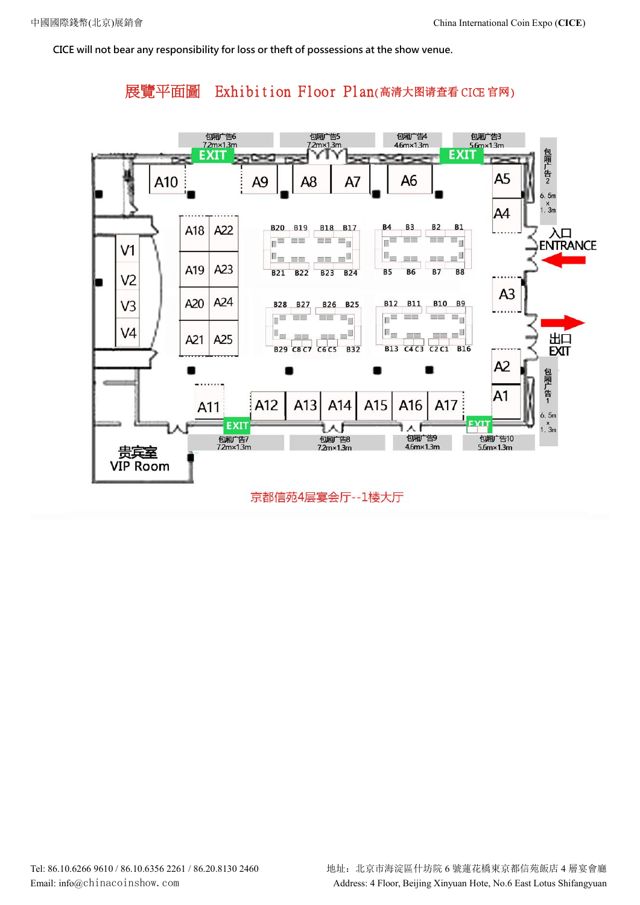CICE will not bear any responsibility for loss or theft of possessions at the show venue.

## 展覽平面圖 Exhibition Floor Plan(高清大图请查看 CICE 官网)

包厢广告6
7.2m×1.3m

包厢广告5
7.2m×1.3m

包厢广告4
4.6m×1.3m

包厢广告3
5.6m×1.3m

EXIT

EXIT

A10 A9 A8 A7 A6 A5 A4

包厢广告2
6.5m × 1.3m

A18 A22
A19 A23
A20 A24
A21 A25

V1 V2 V3 V4

B20 B19 B18 B17
B21 B22 B23 B24

B4 B3 B2 B1
B5 B6 B7 B8

入口
ENTRANCE

A3

B28 B27 B26 B25
B29 C8 C7 C6 C5 B32

B12 B11 B10 B9
B13 C4 C3 C2 C1 B16

出口
EXIT

A2 A1

包厢广告1
6.5m × 1.3m

A11 A12 A13 A14 A15 A16 A17

EXIT

EXIT

包厢广告7
7.2m×1.3m

包厢广告8
7.2m×1.3m

包厢广告9
4.6m×1.3m

包厢广告10
5.6m×1.3m

贵宾室
VIP Room

京都信苑4层宴会厅--1楼大厅

Tel: 86.10.6266 9610 / 86.10.6356 2261 / 86.20.8130 2460
Email: info@chinacoinshow.com

地址：北京市海淀區什坊院 6 號蓮花橋東京都信苑飯店 4 層宴會廳
Address: 4 Floor, Beijing Xinyuan Hote, No.6 East Lotus Shifangyuan